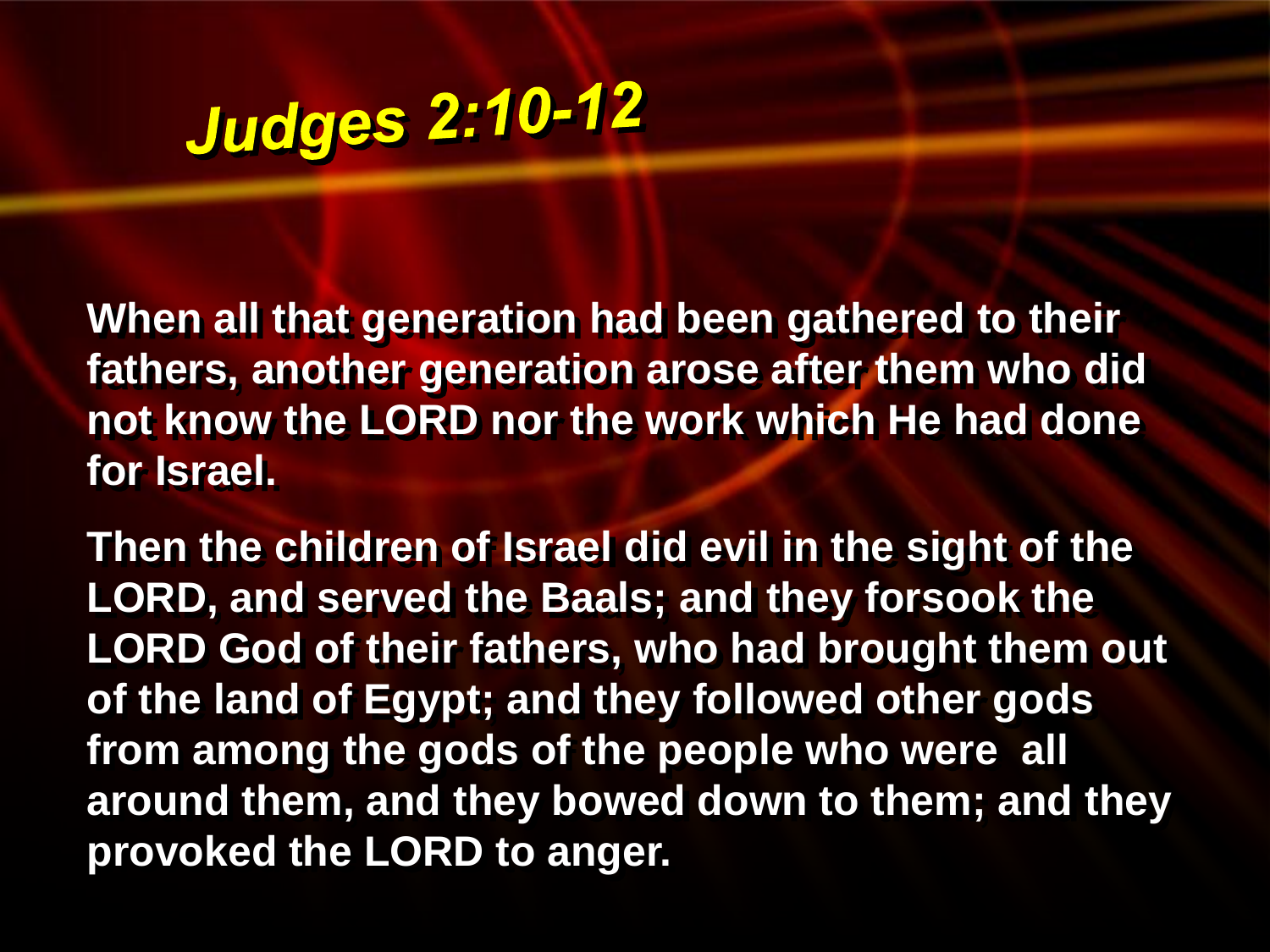# *Judges 2:10-12*

**When all that generation had been gathered to their fathers, another generation arose after them who did not know the LORD nor the work which He had done for Israel.**

**Then the children of Israel did evil in the sight of the LORD, and served the Baals; and they forsook the LORD God of their fathers, who had brought them out of the land of Egypt; and they followed other gods from among the gods of the people who were all around them, and they bowed down to them; and they provoked the LORD to anger.**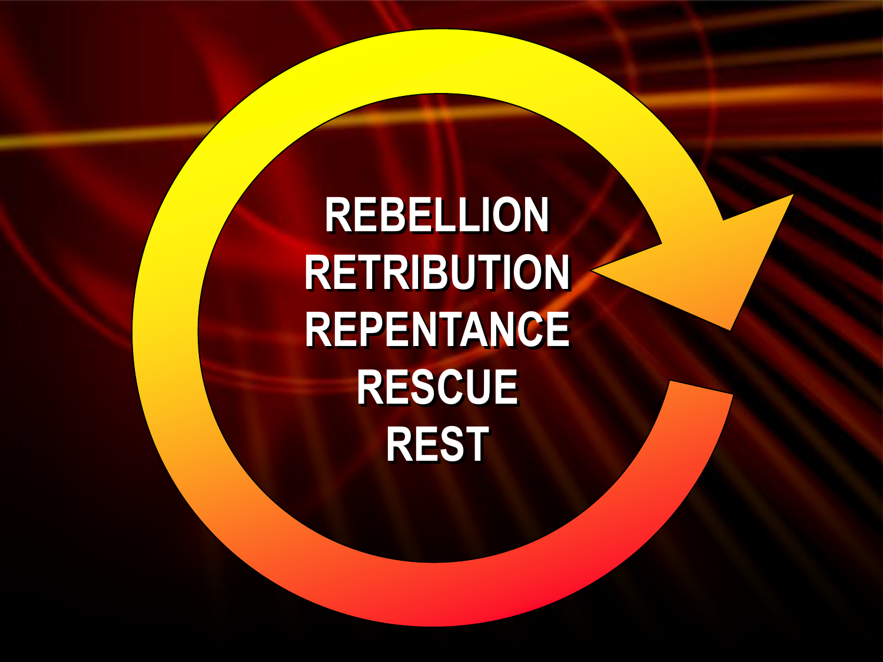REBELLION

RETRIBUTION

REPENTANCE

RESCUE

REST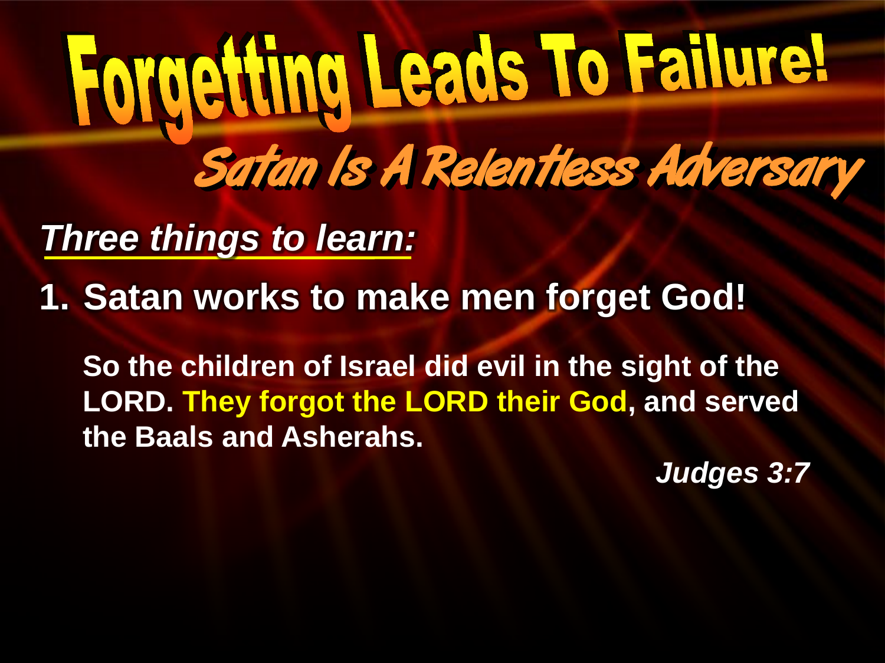# Forgetting Leads To Failure!

## Satan Is A Relentless Adversary

***Three things to learn:***

1. **Satan works to make men forget God!**

**So the children of Israel did evil in the sight of the LORD. They forgot the LORD their God, and served the Baals and Asherahs.**

***Judges 3:7***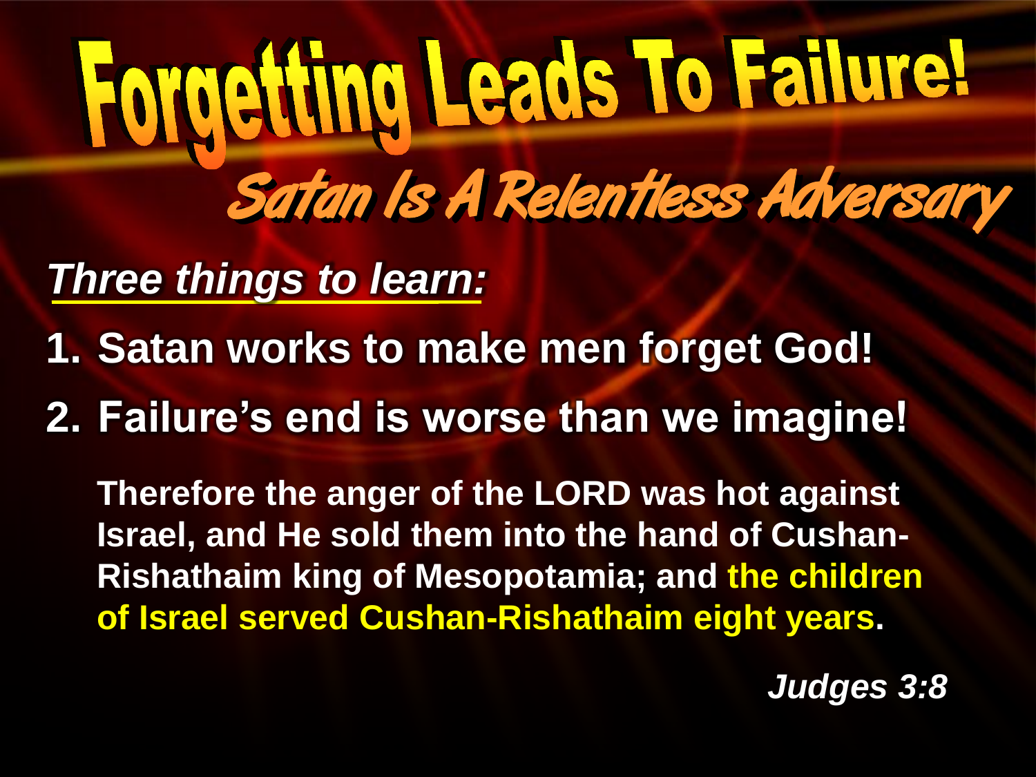# Forgetting Leads To Failure!

## Satan Is A Relentless Adversary

***Three things to learn:***

1. **Satan works to make men forget God!**
2. **Failure's end is worse than we imagine!**

**Therefore the anger of the LORD was hot against Israel, and He sold them into the hand of Cushan-Rishathaim king of Mesopotamia; and the children of Israel served Cushan-Rishathaim eight years.**

***Judges 3:8***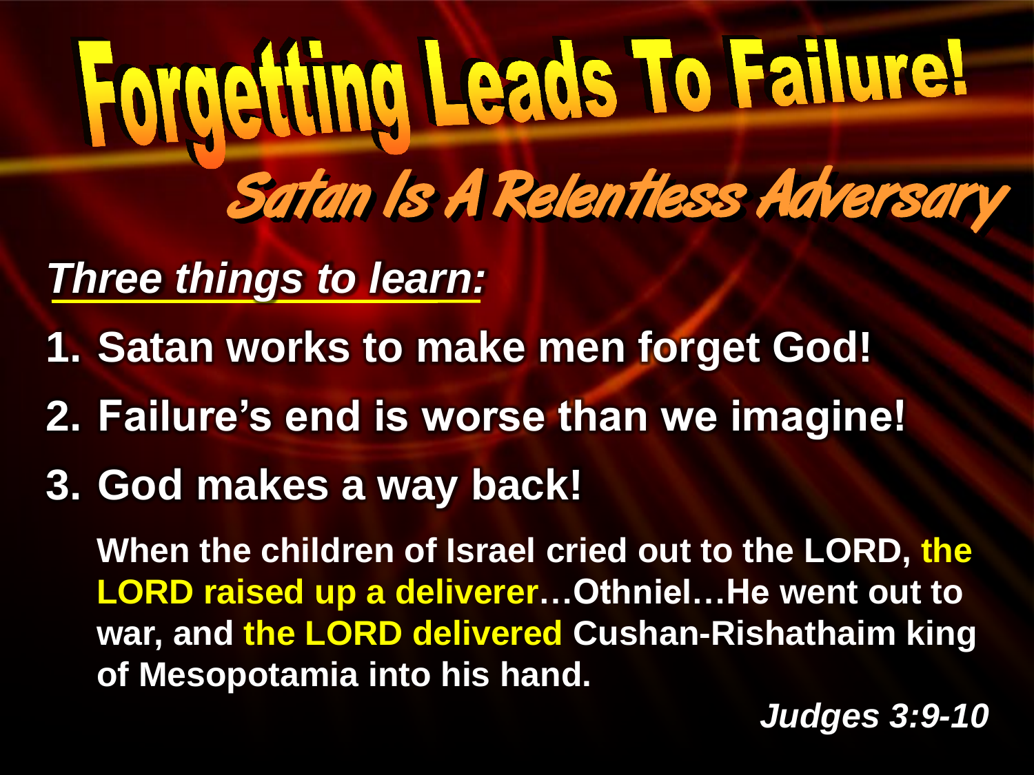# Forgetting Leads To Failure!

## Satan Is A Relentless Adversary

***<u>Three things to learn:</u>***

1. **Satan works to make men forget God!**
2. **Failure's end is worse than we imagine!**
3. **God makes a way back!**

**When the children of Israel cried out to the LORD, the LORD raised up a deliverer…Othniel…He went out to war, and the LORD delivered Cushan-Rishathaim king of Mesopotamia into his hand.**

***Judges 3:9-10***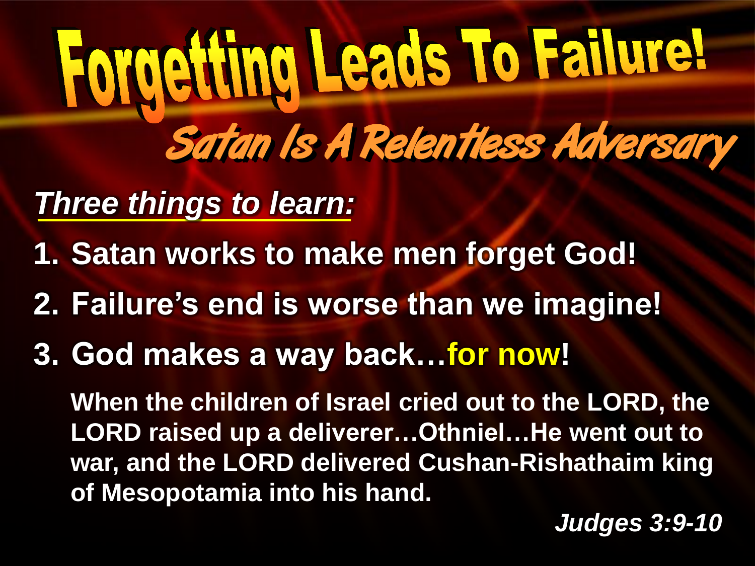# Forgetting Leads To Failure!

## *Satan Is A Relentless Adversary*

***Three things to learn:***

1. **Satan works to make men forget God!**
2. **Failure's end is worse than we imagine!**
3. **God makes a way back…for now!**

**When the children of Israel cried out to the LORD, the LORD raised up a deliverer…Othniel…He went out to war, and the LORD delivered Cushan-Rishathaim king of Mesopotamia into his hand.**

***Judges 3:9-10***